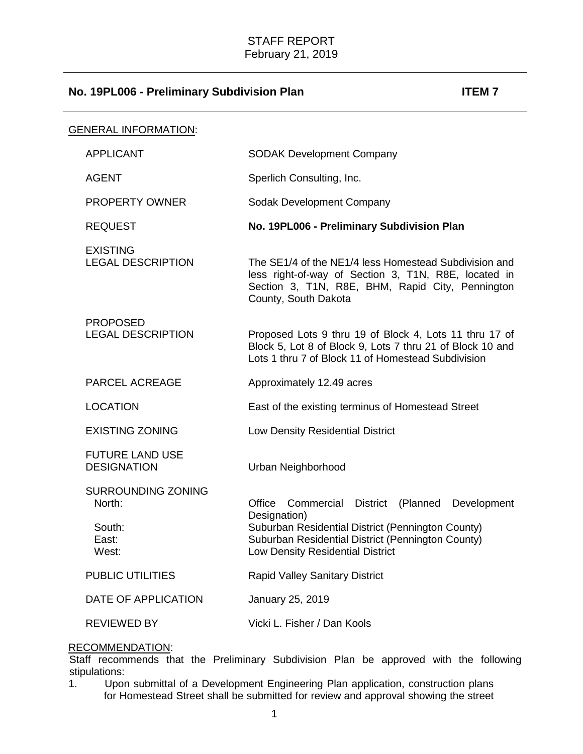STAFF REPORT
February 21, 2019

## No. 19PL006 - Preliminary Subdivision Plan ITEM 7

GENERAL INFORMATION:

| | |
|---|---|
| APPLICANT | SODAK Development Company |
| AGENT | Sperlich Consulting, Inc. |
| PROPERTY OWNER | Sodak Development Company |
| REQUEST | **No. 19PL006 - Preliminary Subdivision Plan** |
| EXISTING LEGAL DESCRIPTION | The SE1/4 of the NE1/4 less Homestead Subdivision and less right-of-way of Section 3, T1N, R8E, located in Section 3, T1N, R8E, BHM, Rapid City, Pennington County, South Dakota |
| PROPOSED LEGAL DESCRIPTION | Proposed Lots 9 thru 19 of Block 4, Lots 11 thru 17 of Block 5, Lot 8 of Block 9, Lots 7 thru 21 of Block 10 and Lots 1 thru 7 of Block 11 of Homestead Subdivision |
| PARCEL ACREAGE | Approximately 12.49 acres |
| LOCATION | East of the existing terminus of Homestead Street |
| EXISTING ZONING | Low Density Residential District |
| FUTURE LAND USE DESIGNATION | Urban Neighborhood |
| SURROUNDING ZONING | |
| North: | Office Commercial District (Planned Development Designation) |
| South: | Suburban Residential District (Pennington County) |
| East: | Suburban Residential District (Pennington County) |
| West: | Low Density Residential District |
| PUBLIC UTILITIES | Rapid Valley Sanitary District |
| DATE OF APPLICATION | January 25, 2019 |
| REVIEWED BY | Vicki L. Fisher / Dan Kools |

RECOMMENDATION:

Staff recommends that the Preliminary Subdivision Plan be approved with the following stipulations:

1. Upon submittal of a Development Engineering Plan application, construction plans for Homestead Street shall be submitted for review and approval showing the street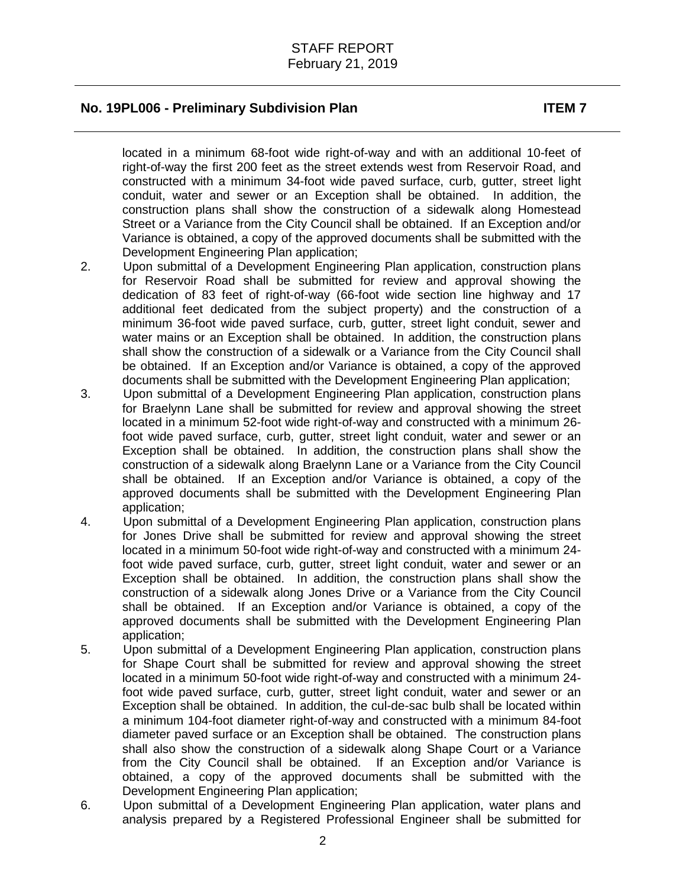located in a minimum 68-foot wide right-of-way and with an additional 10-feet of right-of-way the first 200 feet as the street extends west from Reservoir Road, and constructed with a minimum 34-foot wide paved surface, curb, gutter, street light conduit, water and sewer or an Exception shall be obtained. In addition, the construction plans shall show the construction of a sidewalk along Homestead Street or a Variance from the City Council shall be obtained. If an Exception and/or Variance is obtained, a copy of the approved documents shall be submitted with the Development Engineering Plan application;

2. Upon submittal of a Development Engineering Plan application, construction plans for Reservoir Road shall be submitted for review and approval showing the dedication of 83 feet of right-of-way (66-foot wide section line highway and 17 additional feet dedicated from the subject property) and the construction of a minimum 36-foot wide paved surface, curb, gutter, street light conduit, sewer and water mains or an Exception shall be obtained. In addition, the construction plans shall show the construction of a sidewalk or a Variance from the City Council shall be obtained. If an Exception and/or Variance is obtained, a copy of the approved documents shall be submitted with the Development Engineering Plan application;
3. Upon submittal of a Development Engineering Plan application, construction plans for Braelynn Lane shall be submitted for review and approval showing the street located in a minimum 52-foot wide right-of-way and constructed with a minimum 26-foot wide paved surface, curb, gutter, street light conduit, water and sewer or an Exception shall be obtained. In addition, the construction plans shall show the construction of a sidewalk along Braelynn Lane or a Variance from the City Council shall be obtained. If an Exception and/or Variance is obtained, a copy of the approved documents shall be submitted with the Development Engineering Plan application;
4. Upon submittal of a Development Engineering Plan application, construction plans for Jones Drive shall be submitted for review and approval showing the street located in a minimum 50-foot wide right-of-way and constructed with a minimum 24-foot wide paved surface, curb, gutter, street light conduit, water and sewer or an Exception shall be obtained. In addition, the construction plans shall show the construction of a sidewalk along Jones Drive or a Variance from the City Council shall be obtained. If an Exception and/or Variance is obtained, a copy of the approved documents shall be submitted with the Development Engineering Plan application;
5. Upon submittal of a Development Engineering Plan application, construction plans for Shape Court shall be submitted for review and approval showing the street located in a minimum 50-foot wide right-of-way and constructed with a minimum 24-foot wide paved surface, curb, gutter, street light conduit, water and sewer or an Exception shall be obtained. In addition, the cul-de-sac bulb shall be located within a minimum 104-foot diameter right-of-way and constructed with a minimum 84-foot diameter paved surface or an Exception shall be obtained. The construction plans shall also show the construction of a sidewalk along Shape Court or a Variance from the City Council shall be obtained. If an Exception and/or Variance is obtained, a copy of the approved documents shall be submitted with the Development Engineering Plan application;
6. Upon submittal of a Development Engineering Plan application, water plans and analysis prepared by a Registered Professional Engineer shall be submitted for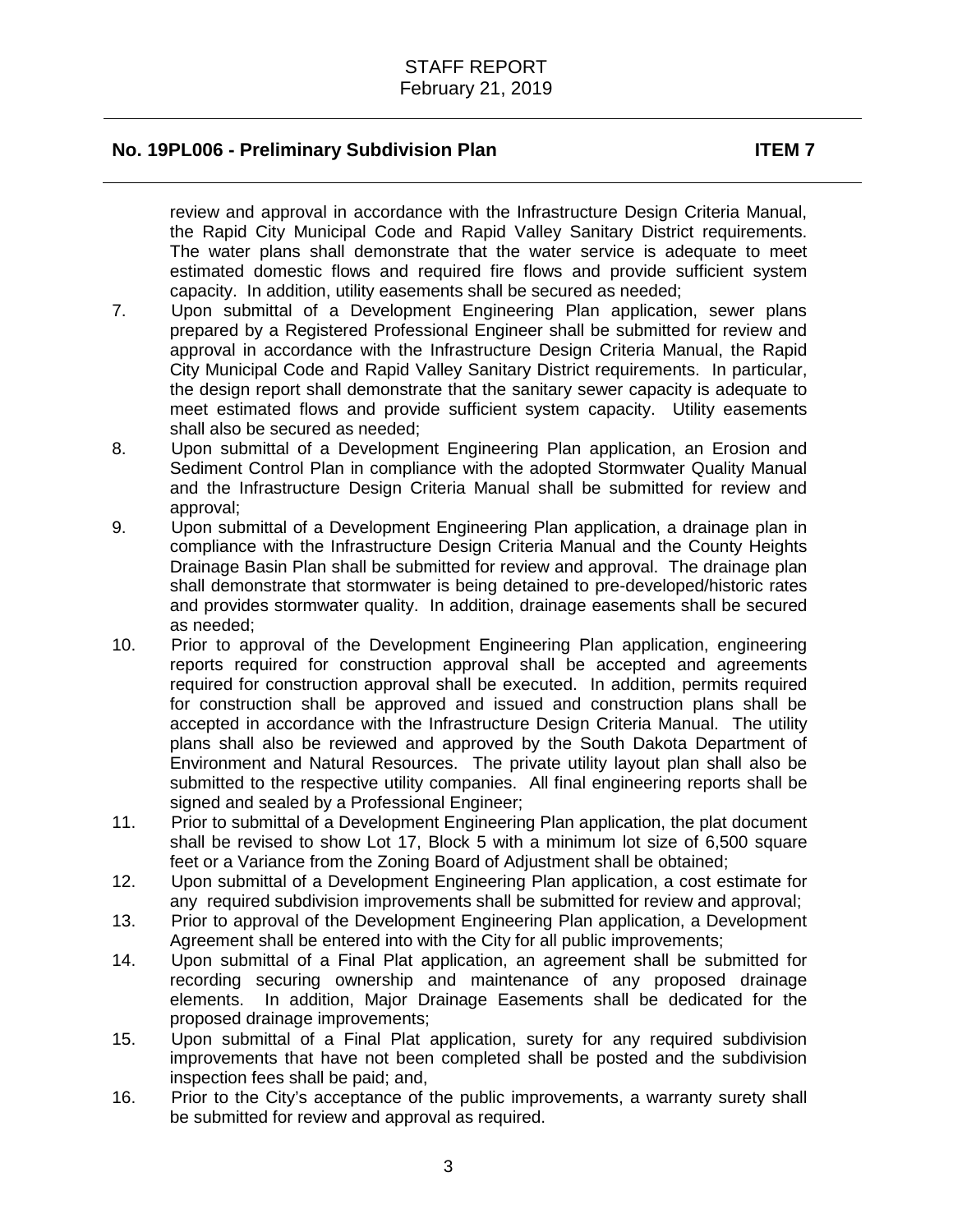review and approval in accordance with the Infrastructure Design Criteria Manual, the Rapid City Municipal Code and Rapid Valley Sanitary District requirements. The water plans shall demonstrate that the water service is adequate to meet estimated domestic flows and required fire flows and provide sufficient system capacity. In addition, utility easements shall be secured as needed;

7. Upon submittal of a Development Engineering Plan application, sewer plans prepared by a Registered Professional Engineer shall be submitted for review and approval in accordance with the Infrastructure Design Criteria Manual, the Rapid City Municipal Code and Rapid Valley Sanitary District requirements. In particular, the design report shall demonstrate that the sanitary sewer capacity is adequate to meet estimated flows and provide sufficient system capacity. Utility easements shall also be secured as needed;
8. Upon submittal of a Development Engineering Plan application, an Erosion and Sediment Control Plan in compliance with the adopted Stormwater Quality Manual and the Infrastructure Design Criteria Manual shall be submitted for review and approval;
9. Upon submittal of a Development Engineering Plan application, a drainage plan in compliance with the Infrastructure Design Criteria Manual and the County Heights Drainage Basin Plan shall be submitted for review and approval. The drainage plan shall demonstrate that stormwater is being detained to pre-developed/historic rates and provides stormwater quality. In addition, drainage easements shall be secured as needed;
10. Prior to approval of the Development Engineering Plan application, engineering reports required for construction approval shall be accepted and agreements required for construction approval shall be executed. In addition, permits required for construction shall be approved and issued and construction plans shall be accepted in accordance with the Infrastructure Design Criteria Manual. The utility plans shall also be reviewed and approved by the South Dakota Department of Environment and Natural Resources. The private utility layout plan shall also be submitted to the respective utility companies. All final engineering reports shall be signed and sealed by a Professional Engineer;
11. Prior to submittal of a Development Engineering Plan application, the plat document shall be revised to show Lot 17, Block 5 with a minimum lot size of 6,500 square feet or a Variance from the Zoning Board of Adjustment shall be obtained;
12. Upon submittal of a Development Engineering Plan application, a cost estimate for any required subdivision improvements shall be submitted for review and approval;
13. Prior to approval of the Development Engineering Plan application, a Development Agreement shall be entered into with the City for all public improvements;
14. Upon submittal of a Final Plat application, an agreement shall be submitted for recording securing ownership and maintenance of any proposed drainage elements. In addition, Major Drainage Easements shall be dedicated for the proposed drainage improvements;
15. Upon submittal of a Final Plat application, surety for any required subdivision improvements that have not been completed shall be posted and the subdivision inspection fees shall be paid; and,
16. Prior to the City's acceptance of the public improvements, a warranty surety shall be submitted for review and approval as required.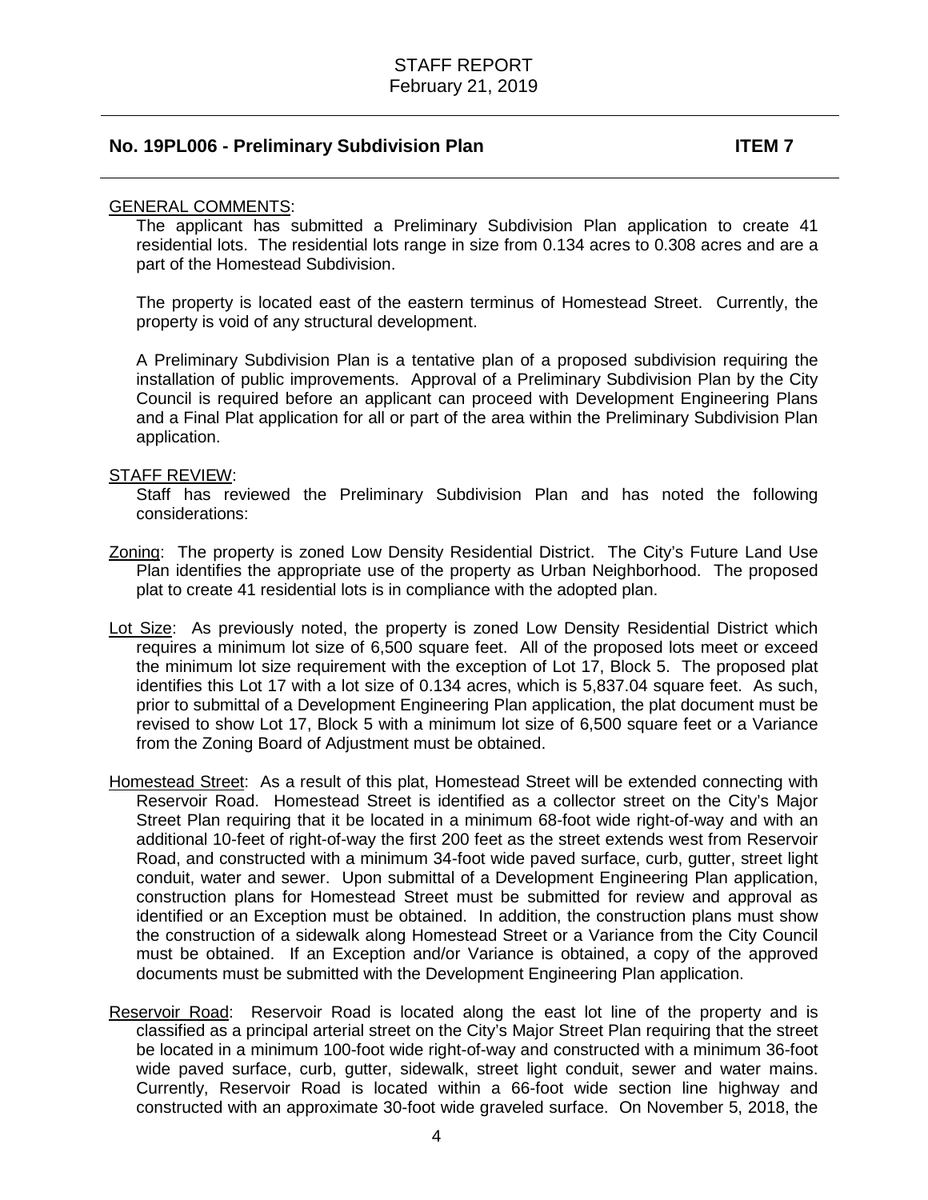## No. 19PL006 - Preliminary Subdivision Plan ITEM 7

GENERAL COMMENTS:

The applicant has submitted a Preliminary Subdivision Plan application to create 41 residential lots. The residential lots range in size from 0.134 acres to 0.308 acres and are a part of the Homestead Subdivision.

The property is located east of the eastern terminus of Homestead Street. Currently, the property is void of any structural development.

A Preliminary Subdivision Plan is a tentative plan of a proposed subdivision requiring the installation of public improvements. Approval of a Preliminary Subdivision Plan by the City Council is required before an applicant can proceed with Development Engineering Plans and a Final Plat application for all or part of the area within the Preliminary Subdivision Plan application.

STAFF REVIEW:

Staff has reviewed the Preliminary Subdivision Plan and has noted the following considerations:

Zoning: The property is zoned Low Density Residential District. The City's Future Land Use Plan identifies the appropriate use of the property as Urban Neighborhood. The proposed plat to create 41 residential lots is in compliance with the adopted plan.

Lot Size: As previously noted, the property is zoned Low Density Residential District which requires a minimum lot size of 6,500 square feet. All of the proposed lots meet or exceed the minimum lot size requirement with the exception of Lot 17, Block 5. The proposed plat identifies this Lot 17 with a lot size of 0.134 acres, which is 5,837.04 square feet. As such, prior to submittal of a Development Engineering Plan application, the plat document must be revised to show Lot 17, Block 5 with a minimum lot size of 6,500 square feet or a Variance from the Zoning Board of Adjustment must be obtained.

Homestead Street: As a result of this plat, Homestead Street will be extended connecting with Reservoir Road. Homestead Street is identified as a collector street on the City's Major Street Plan requiring that it be located in a minimum 68-foot wide right-of-way and with an additional 10-feet of right-of-way the first 200 feet as the street extends west from Reservoir Road, and constructed with a minimum 34-foot wide paved surface, curb, gutter, street light conduit, water and sewer. Upon submittal of a Development Engineering Plan application, construction plans for Homestead Street must be submitted for review and approval as identified or an Exception must be obtained. In addition, the construction plans must show the construction of a sidewalk along Homestead Street or a Variance from the City Council must be obtained. If an Exception and/or Variance is obtained, a copy of the approved documents must be submitted with the Development Engineering Plan application.

Reservoir Road: Reservoir Road is located along the east lot line of the property and is classified as a principal arterial street on the City's Major Street Plan requiring that the street be located in a minimum 100-foot wide right-of-way and constructed with a minimum 36-foot wide paved surface, curb, gutter, sidewalk, street light conduit, sewer and water mains. Currently, Reservoir Road is located within a 66-foot wide section line highway and constructed with an approximate 30-foot wide graveled surface. On November 5, 2018, the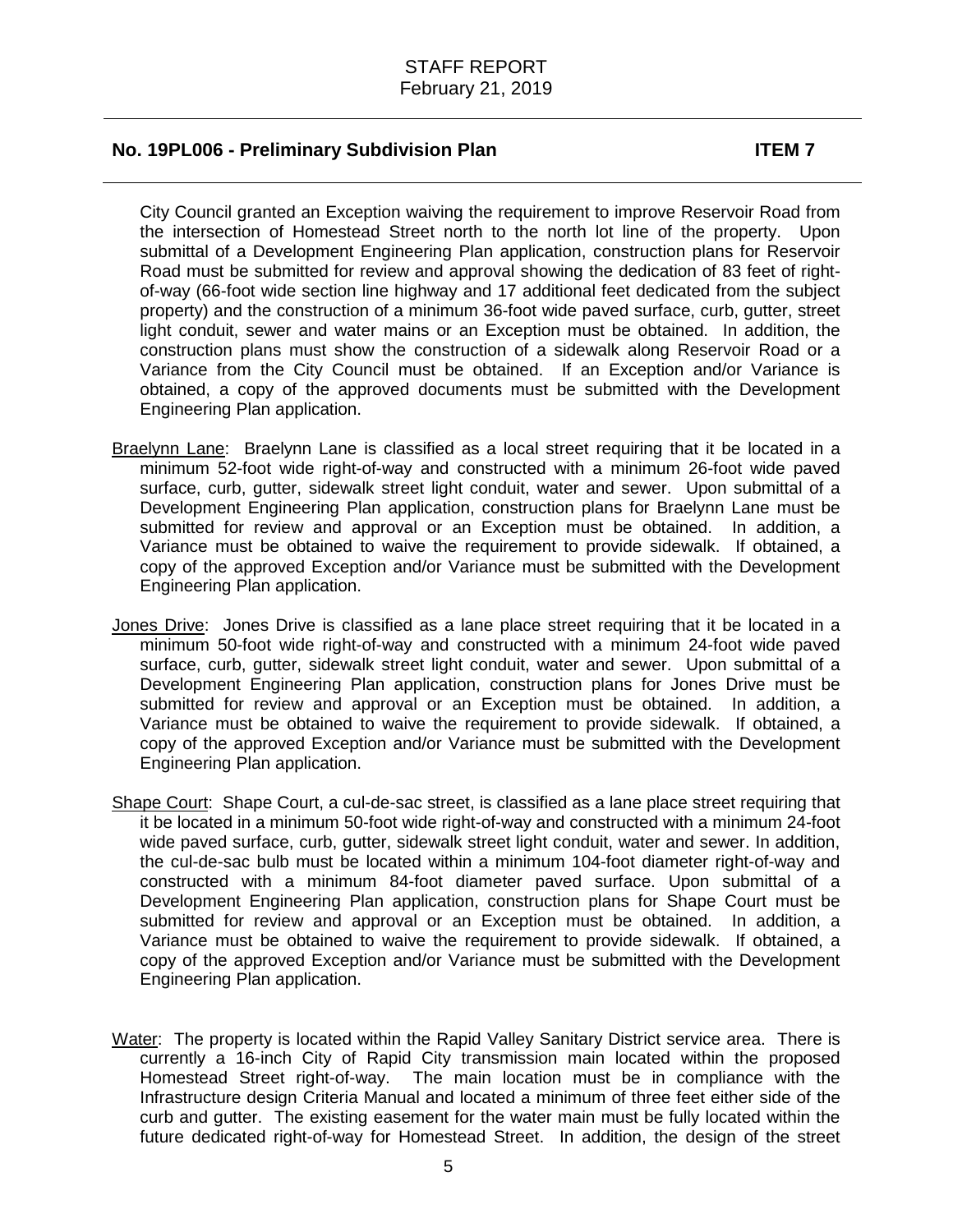City Council granted an Exception waiving the requirement to improve Reservoir Road from the intersection of Homestead Street north to the north lot line of the property. Upon submittal of a Development Engineering Plan application, construction plans for Reservoir Road must be submitted for review and approval showing the dedication of 83 feet of right-of-way (66-foot wide section line highway and 17 additional feet dedicated from the subject property) and the construction of a minimum 36-foot wide paved surface, curb, gutter, street light conduit, sewer and water mains or an Exception must be obtained. In addition, the construction plans must show the construction of a sidewalk along Reservoir Road or a Variance from the City Council must be obtained. If an Exception and/or Variance is obtained, a copy of the approved documents must be submitted with the Development Engineering Plan application.

Braelynn Lane: Braelynn Lane is classified as a local street requiring that it be located in a minimum 52-foot wide right-of-way and constructed with a minimum 26-foot wide paved surface, curb, gutter, sidewalk street light conduit, water and sewer. Upon submittal of a Development Engineering Plan application, construction plans for Braelynn Lane must be submitted for review and approval or an Exception must be obtained. In addition, a Variance must be obtained to waive the requirement to provide sidewalk. If obtained, a copy of the approved Exception and/or Variance must be submitted with the Development Engineering Plan application.

Jones Drive: Jones Drive is classified as a lane place street requiring that it be located in a minimum 50-foot wide right-of-way and constructed with a minimum 24-foot wide paved surface, curb, gutter, sidewalk street light conduit, water and sewer. Upon submittal of a Development Engineering Plan application, construction plans for Jones Drive must be submitted for review and approval or an Exception must be obtained. In addition, a Variance must be obtained to waive the requirement to provide sidewalk. If obtained, a copy of the approved Exception and/or Variance must be submitted with the Development Engineering Plan application.

Shape Court: Shape Court, a cul-de-sac street, is classified as a lane place street requiring that it be located in a minimum 50-foot wide right-of-way and constructed with a minimum 24-foot wide paved surface, curb, gutter, sidewalk street light conduit, water and sewer. In addition, the cul-de-sac bulb must be located within a minimum 104-foot diameter right-of-way and constructed with a minimum 84-foot diameter paved surface. Upon submittal of a Development Engineering Plan application, construction plans for Shape Court must be submitted for review and approval or an Exception must be obtained. In addition, a Variance must be obtained to waive the requirement to provide sidewalk. If obtained, a copy of the approved Exception and/or Variance must be submitted with the Development Engineering Plan application.

Water: The property is located within the Rapid Valley Sanitary District service area. There is currently a 16-inch City of Rapid City transmission main located within the proposed Homestead Street right-of-way. The main location must be in compliance with the Infrastructure design Criteria Manual and located a minimum of three feet either side of the curb and gutter. The existing easement for the water main must be fully located within the future dedicated right-of-way for Homestead Street. In addition, the design of the street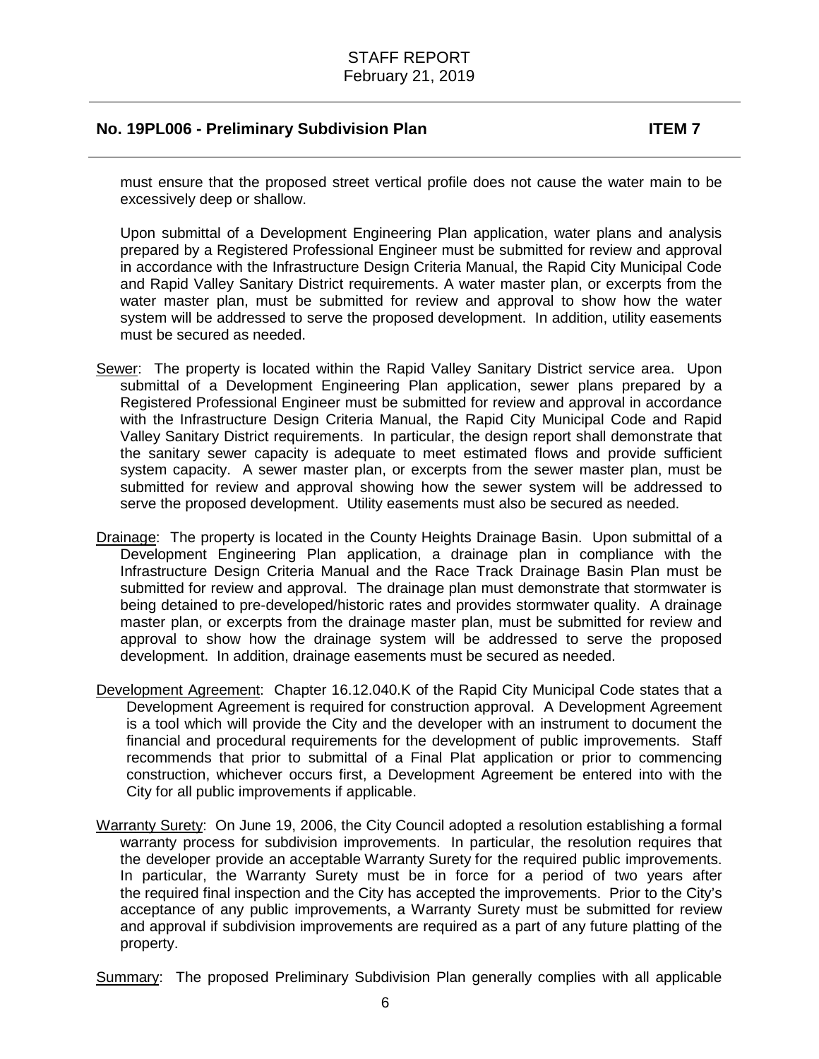must ensure that the proposed street vertical profile does not cause the water main to be excessively deep or shallow.

Upon submittal of a Development Engineering Plan application, water plans and analysis prepared by a Registered Professional Engineer must be submitted for review and approval in accordance with the Infrastructure Design Criteria Manual, the Rapid City Municipal Code and Rapid Valley Sanitary District requirements. A water master plan, or excerpts from the water master plan, must be submitted for review and approval to show how the water system will be addressed to serve the proposed development. In addition, utility easements must be secured as needed.

Sewer: The property is located within the Rapid Valley Sanitary District service area. Upon submittal of a Development Engineering Plan application, sewer plans prepared by a Registered Professional Engineer must be submitted for review and approval in accordance with the Infrastructure Design Criteria Manual, the Rapid City Municipal Code and Rapid Valley Sanitary District requirements. In particular, the design report shall demonstrate that the sanitary sewer capacity is adequate to meet estimated flows and provide sufficient system capacity. A sewer master plan, or excerpts from the sewer master plan, must be submitted for review and approval showing how the sewer system will be addressed to serve the proposed development. Utility easements must also be secured as needed.

Drainage: The property is located in the County Heights Drainage Basin. Upon submittal of a Development Engineering Plan application, a drainage plan in compliance with the Infrastructure Design Criteria Manual and the Race Track Drainage Basin Plan must be submitted for review and approval. The drainage plan must demonstrate that stormwater is being detained to pre-developed/historic rates and provides stormwater quality. A drainage master plan, or excerpts from the drainage master plan, must be submitted for review and approval to show how the drainage system will be addressed to serve the proposed development. In addition, drainage easements must be secured as needed.

Development Agreement: Chapter 16.12.040.K of the Rapid City Municipal Code states that a Development Agreement is required for construction approval. A Development Agreement is a tool which will provide the City and the developer with an instrument to document the financial and procedural requirements for the development of public improvements. Staff recommends that prior to submittal of a Final Plat application or prior to commencing construction, whichever occurs first, a Development Agreement be entered into with the City for all public improvements if applicable.

Warranty Surety: On June 19, 2006, the City Council adopted a resolution establishing a formal warranty process for subdivision improvements. In particular, the resolution requires that the developer provide an acceptable Warranty Surety for the required public improvements. In particular, the Warranty Surety must be in force for a period of two years after the required final inspection and the City has accepted the improvements. Prior to the City's acceptance of any public improvements, a Warranty Surety must be submitted for review and approval if subdivision improvements are required as a part of any future platting of the property.

Summary: The proposed Preliminary Subdivision Plan generally complies with all applicable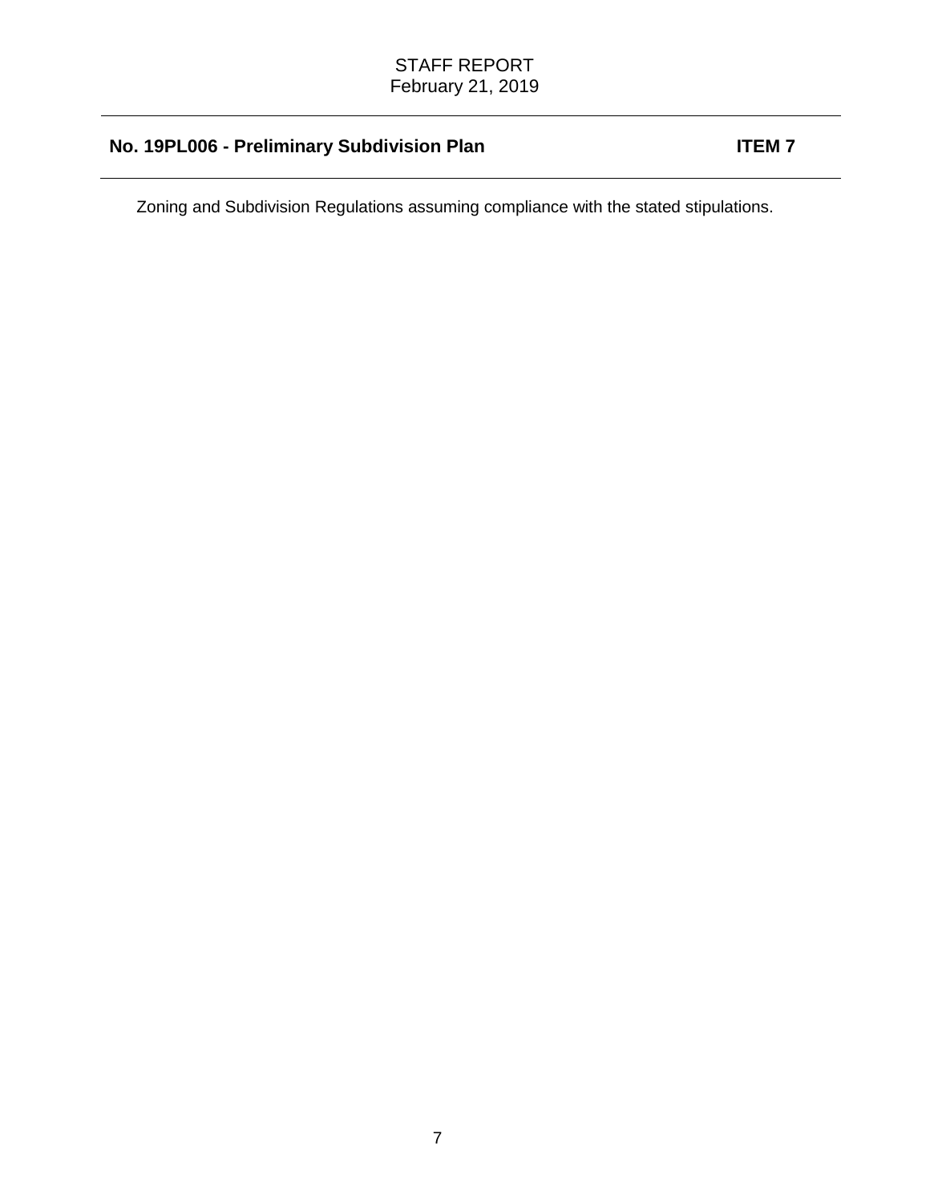Zoning and Subdivision Regulations assuming compliance with the stated stipulations.